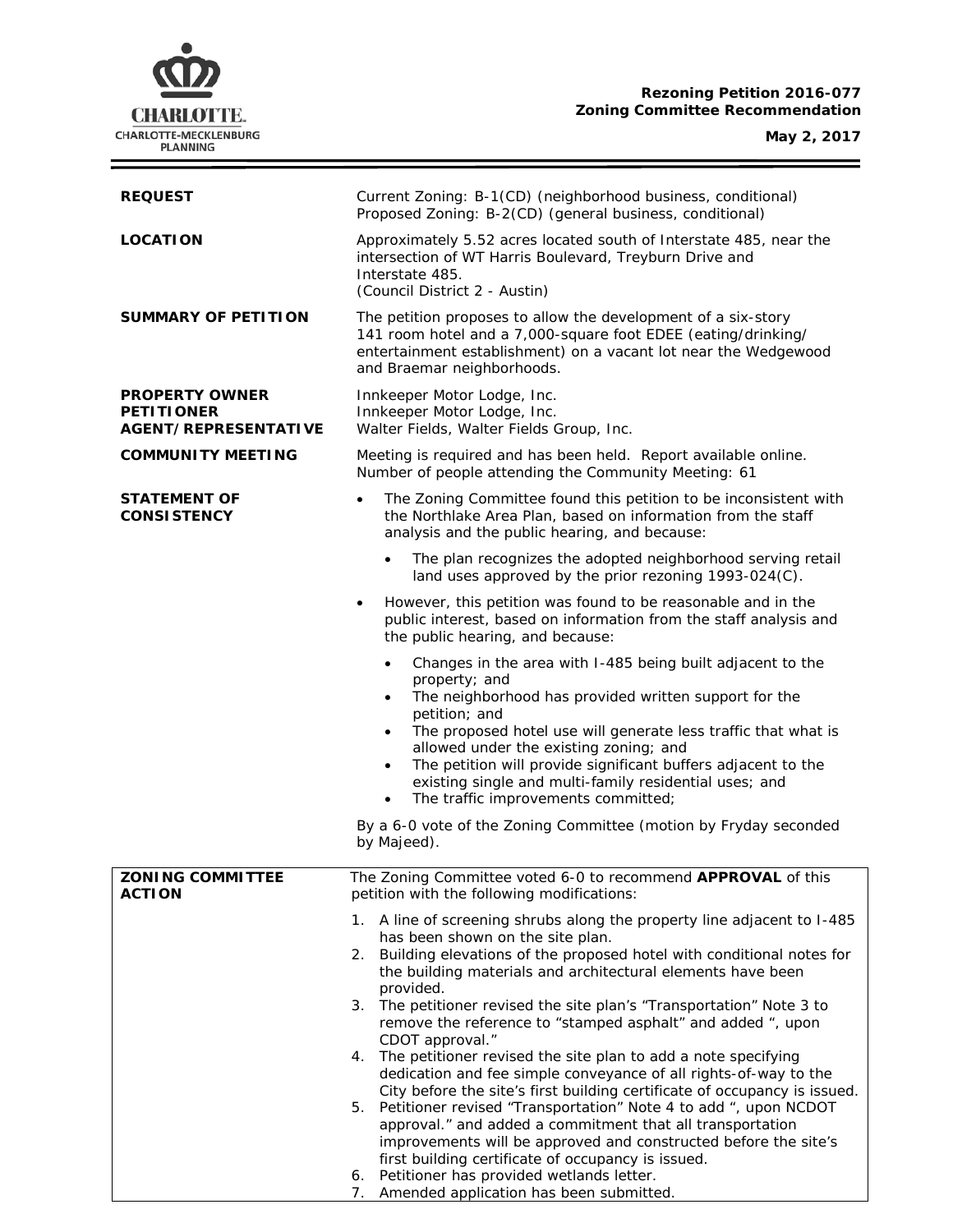**Rezoning Petition 2016-077**
**Zoning Committee Recommendation**

**May 2, 2017**

| | |
|---|---|
| **REQUEST** | Current Zoning: B-1(CD) (neighborhood business, conditional)<br>Proposed Zoning: B-2(CD) (general business, conditional) |
| **LOCATION** | Approximately 5.52 acres located south of Interstate 485, near the intersection of WT Harris Boulevard, Treyburn Drive and Interstate 485.<br>(Council District 2 - Austin) |
| **SUMMARY OF PETITION** | The petition proposes to allow the development of a six-story 141 room hotel and a 7,000-square foot EDEE (eating/drinking/entertainment establishment) on a vacant lot near the Wedgewood and Braemar neighborhoods. |
| **PROPERTY OWNER**<br>**PETITIONER**<br>**AGENT/REPRESENTATIVE** | Innkeeper Motor Lodge, Inc.<br>Innkeeper Motor Lodge, Inc.<br>Walter Fields, Walter Fields Group, Inc. |
| **COMMUNITY MEETING** | Meeting is required and has been held. Report available online.<br>Number of people attending the Community Meeting: 61 |

**STATEMENT OF CONSISTENCY**

- The Zoning Committee found this petition to be inconsistent with the Northlake Area Plan, based on information from the staff analysis and the public hearing, and because:
  - The plan recognizes the adopted neighborhood serving retail land uses approved by the prior rezoning 1993-024(C).
- However, this petition was found to be reasonable and in the public interest, based on information from the staff analysis and the public hearing, and because:
  - Changes in the area with I-485 being built adjacent to the property; and
  - The neighborhood has provided written support for the petition; and
  - The proposed hotel use will generate less traffic that what is allowed under the existing zoning; and
  - The petition will provide significant buffers adjacent to the existing single and multi-family residential uses; and
  - The traffic improvements committed;

By a 6-0 vote of the Zoning Committee (motion by Fryday seconded by Majeed).

**ZONING COMMITTEE ACTION**

The Zoning Committee voted 6-0 to recommend **APPROVAL** of this petition with the following modifications:

1. A line of screening shrubs along the property line adjacent to I-485 has been shown on the site plan.
2. Building elevations of the proposed hotel with conditional notes for the building materials and architectural elements have been provided.
3. The petitioner revised the site plan's "Transportation" Note 3 to remove the reference to "stamped asphalt" and added ", upon CDOT approval."
4. The petitioner revised the site plan to add a note specifying dedication and fee simple conveyance of all rights-of-way to the City before the site's first building certificate of occupancy is issued.
5. Petitioner revised "Transportation" Note 4 to add ", upon NCDOT approval." and added a commitment that all transportation improvements will be approved and constructed before the site's first building certificate of occupancy is issued.
6. Petitioner has provided wetlands letter.
7. Amended application has been submitted.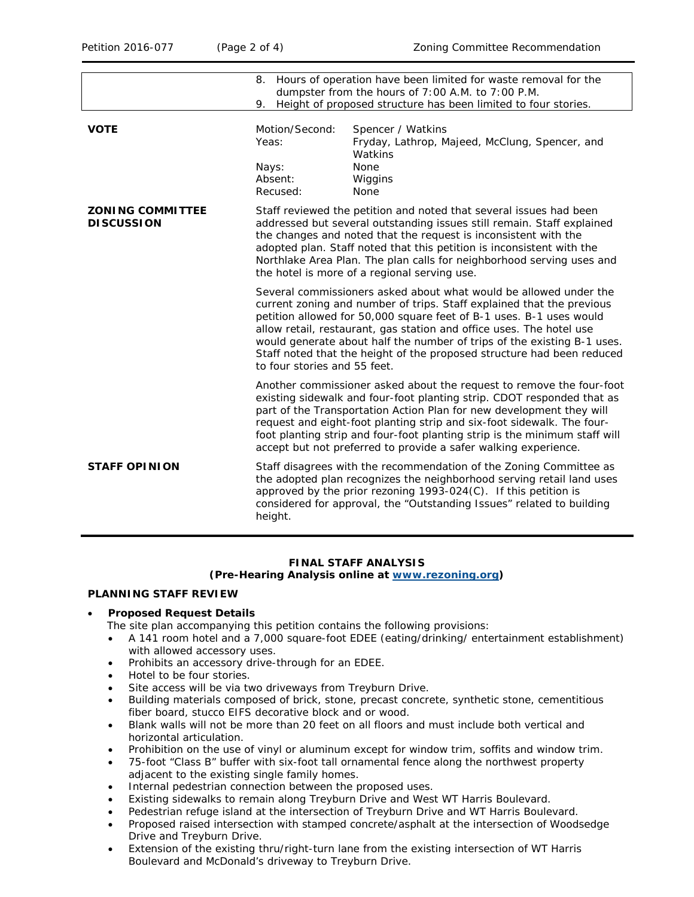| | |
|---|---|
| | 8. Hours of operation have been limited for waste removal for the dumpster from the hours of 7:00 A.M. to 7:00 P.M.<br>9. Height of proposed structure has been limited to four stories. |

| | | |
|---|---|---|
| **VOTE** | Motion/Second: | Spencer / Watkins |
| | Yeas: | Fryday, Lathrop, Majeed, McClung, Spencer, and Watkins |
| | Nays: | None |
| | Absent: | Wiggins |
| | Recused: | None |

**ZONING COMMITTEE DISCUSSION**

Staff reviewed the petition and noted that several issues had been addressed but several outstanding issues still remain. Staff explained the changes and noted that the request is inconsistent with the adopted plan. Staff noted that this petition is inconsistent with the Northlake Area Plan. The plan calls for neighborhood serving uses and the hotel is more of a regional serving use.

Several commissioners asked about what would be allowed under the current zoning and number of trips. Staff explained that the previous petition allowed for 50,000 square feet of B-1 uses. B-1 uses would allow retail, restaurant, gas station and office uses. The hotel use would generate about half the number of trips of the existing B-1 uses. Staff noted that the height of the proposed structure had been reduced to four stories and 55 feet.

Another commissioner asked about the request to remove the four-foot existing sidewalk and four-foot planting strip. CDOT responded that as part of the Transportation Action Plan for new development they will request and eight-foot planting strip and six-foot sidewalk. The four-foot planting strip and four-foot planting strip is the minimum staff will accept but not preferred to provide a safer walking experience.

**STAFF OPINION**

Staff disagrees with the recommendation of the Zoning Committee as the adopted plan recognizes the neighborhood serving retail land uses approved by the prior rezoning 1993-024(C). If this petition is considered for approval, the "Outstanding Issues" related to building height.

**FINAL STAFF ANALYSIS**
**(Pre-Hearing Analysis online at [www.rezoning.org](http://www.rezoning.org))**

## PLANNING STAFF REVIEW

- **Proposed Request Details**
  The site plan accompanying this petition contains the following provisions:
  - A 141 room hotel and a 7,000 square-foot EDEE (eating/drinking/ entertainment establishment) with allowed accessory uses.
  - Prohibits an accessory drive-through for an EDEE.
  - Hotel to be four stories.
  - Site access will be via two driveways from Treyburn Drive.
  - Building materials composed of brick, stone, precast concrete, synthetic stone, cementitious fiber board, stucco EIFS decorative block and or wood.
  - Blank walls will not be more than 20 feet on all floors and must include both vertical and horizontal articulation.
  - Prohibition on the use of vinyl or aluminum except for window trim, soffits and window trim.
  - 75-foot "Class B" buffer with six-foot tall ornamental fence along the northwest property adjacent to the existing single family homes.
  - Internal pedestrian connection between the proposed uses.
  - Existing sidewalks to remain along Treyburn Drive and West WT Harris Boulevard.
  - Pedestrian refuge island at the intersection of Treyburn Drive and WT Harris Boulevard.
  - Proposed raised intersection with stamped concrete/asphalt at the intersection of Woodsedge Drive and Treyburn Drive.
  - Extension of the existing thru/right-turn lane from the existing intersection of WT Harris Boulevard and McDonald's driveway to Treyburn Drive.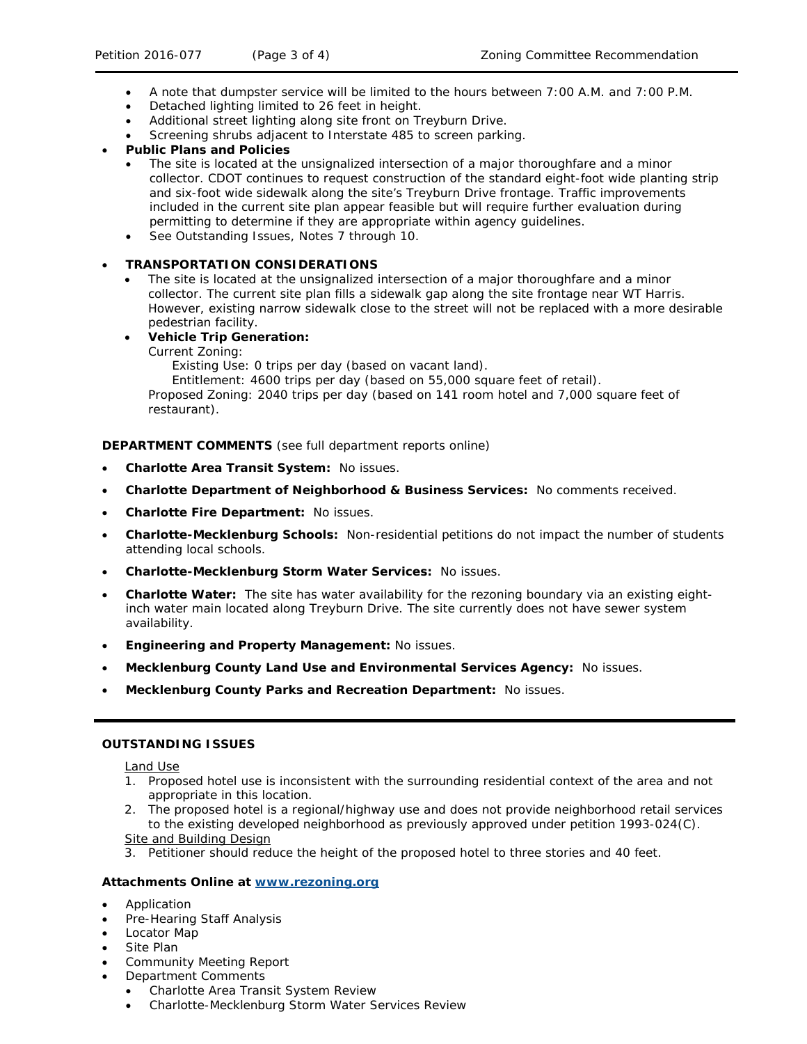- A note that dumpster service will be limited to the hours between 7:00 A.M. and 7:00 P.M.
- Detached lighting limited to 26 feet in height.
- Additional street lighting along site front on Treyburn Drive.
- Screening shrubs adjacent to Interstate 485 to screen parking.

- **Public Plans and Policies**
  - The site is located at the unsignalized intersection of a major thoroughfare and a minor collector. CDOT continues to request construction of the standard eight-foot wide planting strip and six-foot wide sidewalk along the site's Treyburn Drive frontage. Traffic improvements included in the current site plan appear feasible but will require further evaluation during permitting to determine if they are appropriate within agency guidelines.
  - See Outstanding Issues, Notes 7 through 10.

- **TRANSPORTATION CONSIDERATIONS**
  - The site is located at the unsignalized intersection of a major thoroughfare and a minor collector. The current site plan fills a sidewalk gap along the site frontage near WT Harris. However, existing narrow sidewalk close to the street will not be replaced with a more desirable pedestrian facility.
  - **Vehicle Trip Generation:**
    Current Zoning:
    Existing Use: 0 trips per day (based on vacant land).
    Entitlement: 4600 trips per day (based on 55,000 square feet of retail).
    Proposed Zoning: 2040 trips per day (based on 141 room hotel and 7,000 square feet of restaurant).

**DEPARTMENT COMMENTS** (see full department reports online)

- **Charlotte Area Transit System:** No issues.
- **Charlotte Department of Neighborhood & Business Services:** No comments received.
- **Charlotte Fire Department:** No issues.
- **Charlotte-Mecklenburg Schools:** Non-residential petitions do not impact the number of students attending local schools.
- **Charlotte-Mecklenburg Storm Water Services:** No issues.
- **Charlotte Water:** The site has water availability for the rezoning boundary via an existing eight-inch water main located along Treyburn Drive. The site currently does not have sewer system availability.
- **Engineering and Property Management:** No issues.
- **Mecklenburg County Land Use and Environmental Services Agency:** No issues.
- **Mecklenburg County Parks and Recreation Department:** No issues.

**OUTSTANDING ISSUES**

Land Use

1. Proposed hotel use is inconsistent with the surrounding residential context of the area and not appropriate in this location.
2. The proposed hotel is a regional/highway use and does not provide neighborhood retail services to the existing developed neighborhood as previously approved under petition 1993-024(C).

Site and Building Design

3. Petitioner should reduce the height of the proposed hotel to three stories and 40 feet.

**Attachments Online at [www.rezoning.org](www.rezoning.org)**

- Application
- Pre-Hearing Staff Analysis
- Locator Map
- Site Plan
- Community Meeting Report
- Department Comments
  - Charlotte Area Transit System Review
  - Charlotte-Mecklenburg Storm Water Services Review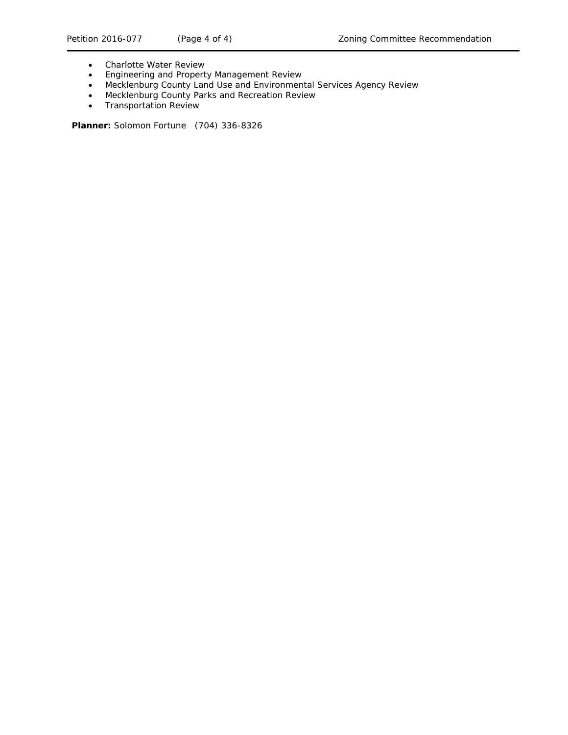- Charlotte Water Review
- Engineering and Property Management Review
- Mecklenburg County Land Use and Environmental Services Agency Review
- Mecklenburg County Parks and Recreation Review
- Transportation Review

**Planner:** Solomon Fortune (704) 336-8326